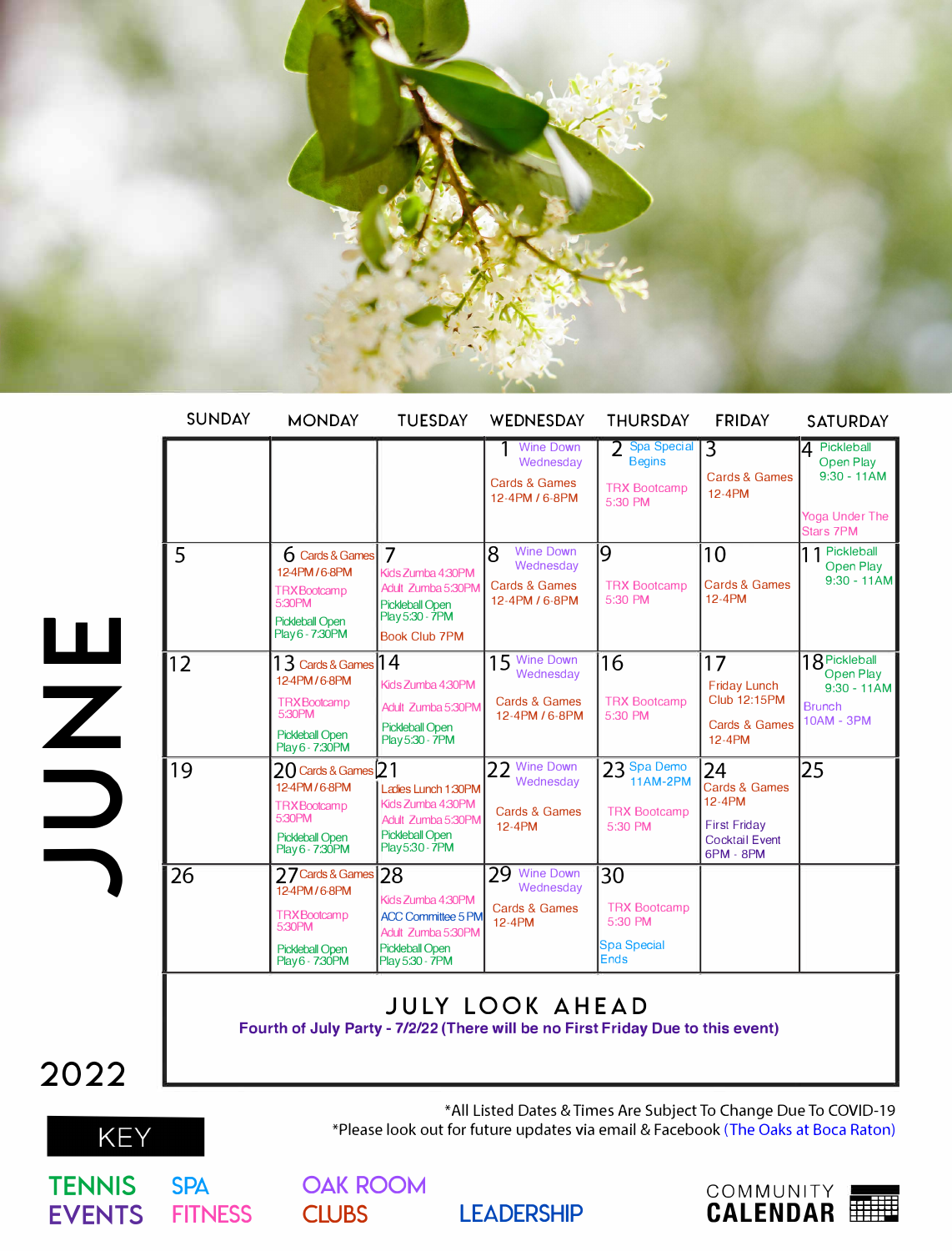# JUNE 2022

| SUNDAY | MONDAY | TUESDAY | WEDNESDAY | THURSDAY | FRIDAY | SATURDAY |
|---|---|---|---|---|---|---|
| | | | 1 Wine Down Wednesday<br>Cards & Games 12-4PM / 6-8PM | 2 Spa Special Begins<br>TRX Bootcamp 5:30 PM | 3 Cards & Games 12-4PM | 4 Pickleball Open Play 9:30 - 11AM<br>Yoga Under The Stars 7PM |
| 5 | 6 Cards & Games 12-4PM / 6-8PM<br>TRX Bootcamp 5:30PM<br>Pickleball Open Play 6 - 7:30PM | 7 Kids Zumba 4:30PM<br>Adult Zumba 5:30PM<br>Pickleball Open Play 5:30 - 7PM<br>Book Club 7PM | 8 Wine Down Wednesday<br>Cards & Games 12-4PM / 6-8PM | 9 TRX Bootcamp 5:30 PM | 10 Cards & Games 12-4PM | 11 Pickleball Open Play 9:30 - 11AM |
| 12 | 13 Cards & Games 12-4PM / 6-8PM<br>TRX Bootcamp 5:30PM<br>Pickleball Open Play 6 - 7:30PM | 14 Kids Zumba 4:30PM<br>Adult Zumba 5:30PM<br>Pickleball Open Play 5:30 - 7PM | 15 Wine Down Wednesday<br>Cards & Games 12-4PM / 6-8PM | 16 TRX Bootcamp 5:30 PM | 17 Friday Lunch Club 12:15PM<br>Cards & Games 12-4PM | 18 Pickleball Open Play 9:30 - 11AM<br>Brunch 10AM - 3PM |
| 19 | 20 Cards & Games 12-4PM / 6-8PM<br>TRX Bootcamp 5:30PM<br>Pickleball Open Play 6 - 7:30PM | 21 Ladies Lunch 1:30PM<br>Kids Zumba 4:30PM<br>Adult Zumba 5:30PM<br>Pickleball Open Play 5:30 - 7PM | 22 Wine Down Wednesday<br>Cards & Games 12-4PM | 23 Spa Demo 11AM-2PM<br>TRX Bootcamp 5:30 PM | 24 Cards & Games 12-4PM<br>First Friday Cocktail Event 6PM - 8PM | 25 |
| 26 | 27 Cards & Games 12-4PM / 6-8PM<br>TRX Bootcamp 5:30PM<br>Pickleball Open Play 6 - 7:30PM | 28 Kids Zumba 4:30PM<br>ACC Committee 5 PM<br>Adult Zumba 5:30PM<br>Pickleball Open Play 5:30 - 7PM | 29 Wine Down Wednesday<br>Cards & Games 12-4PM | 30 TRX Bootcamp 5:30 PM<br>Spa Special Ends | | |

## JULY LOOK AHEAD

**Fourth of July Party - 7/2/22 (There will be no First Friday Due to this event)**

*All Listed Dates & Times Are Subject To Change Due To COVID-19
*Please look out for future updates via email & Facebook (The Oaks at Boca Raton)

**KEY**

TENNIS | SPA | OAK ROOM
EVENTS | FITNESS | CLUBS | LEADERSHIP

COMMUNITY CALENDAR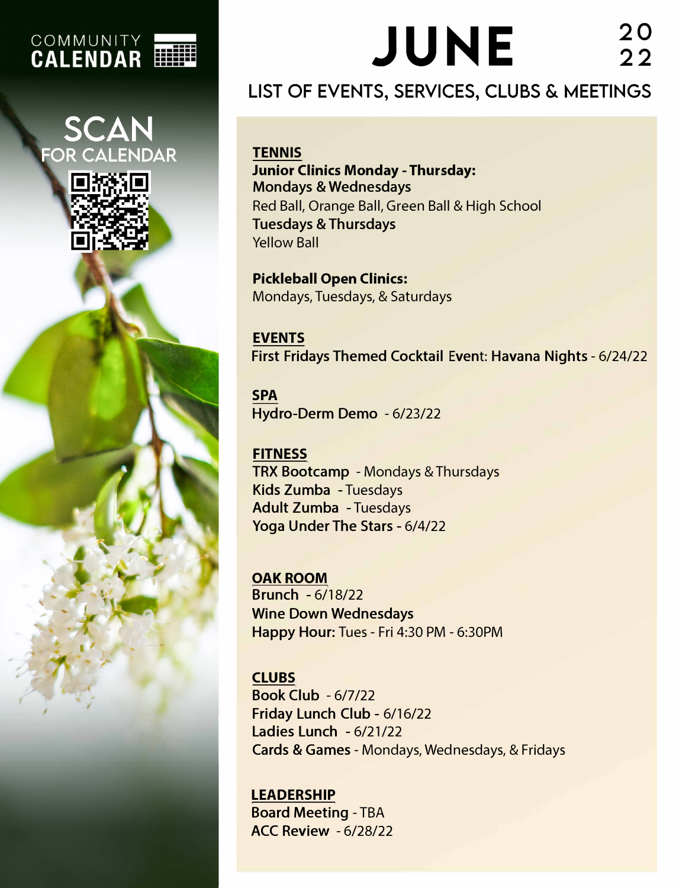COMMUNITY CALENDAR

SCAN FOR CALENDAR

# JUNE 2022

## LIST OF EVENTS, SERVICES, CLUBS & MEETINGS

### TENNIS

**Junior Clinics Monday - Thursday:**
**Mondays & Wednesdays**
Red Ball, Orange Ball, Green Ball & High School
**Tuesdays & Thursdays**
Yellow Ball

**Pickleball Open Clinics:**
Mondays, Tuesdays, & Saturdays

### EVENTS

**First Fridays Themed Cocktail** Event: **Havana Nights** - 6/24/22

### SPA

**Hydro-Derm Demo** - 6/23/22

### FITNESS

**TRX Bootcamp** - Mondays & Thursdays
**Kids Zumba** - Tuesdays
**Adult Zumba** - Tuesdays
**Yoga Under The Stars** - 6/4/22

### OAK ROOM

**Brunch** - 6/18/22
**Wine Down Wednesdays**
**Happy Hour:** Tues - Fri 4:30 PM - 6:30PM

### CLUBS

**Book Club** - 6/7/22
**Friday Lunch Club** - 6/16/22
**Ladies Lunch** - 6/21/22
**Cards & Games** - Mondays, Wednesdays, & Fridays

### LEADERSHIP

**Board Meeting** - TBA
**ACC Review** - 6/28/22